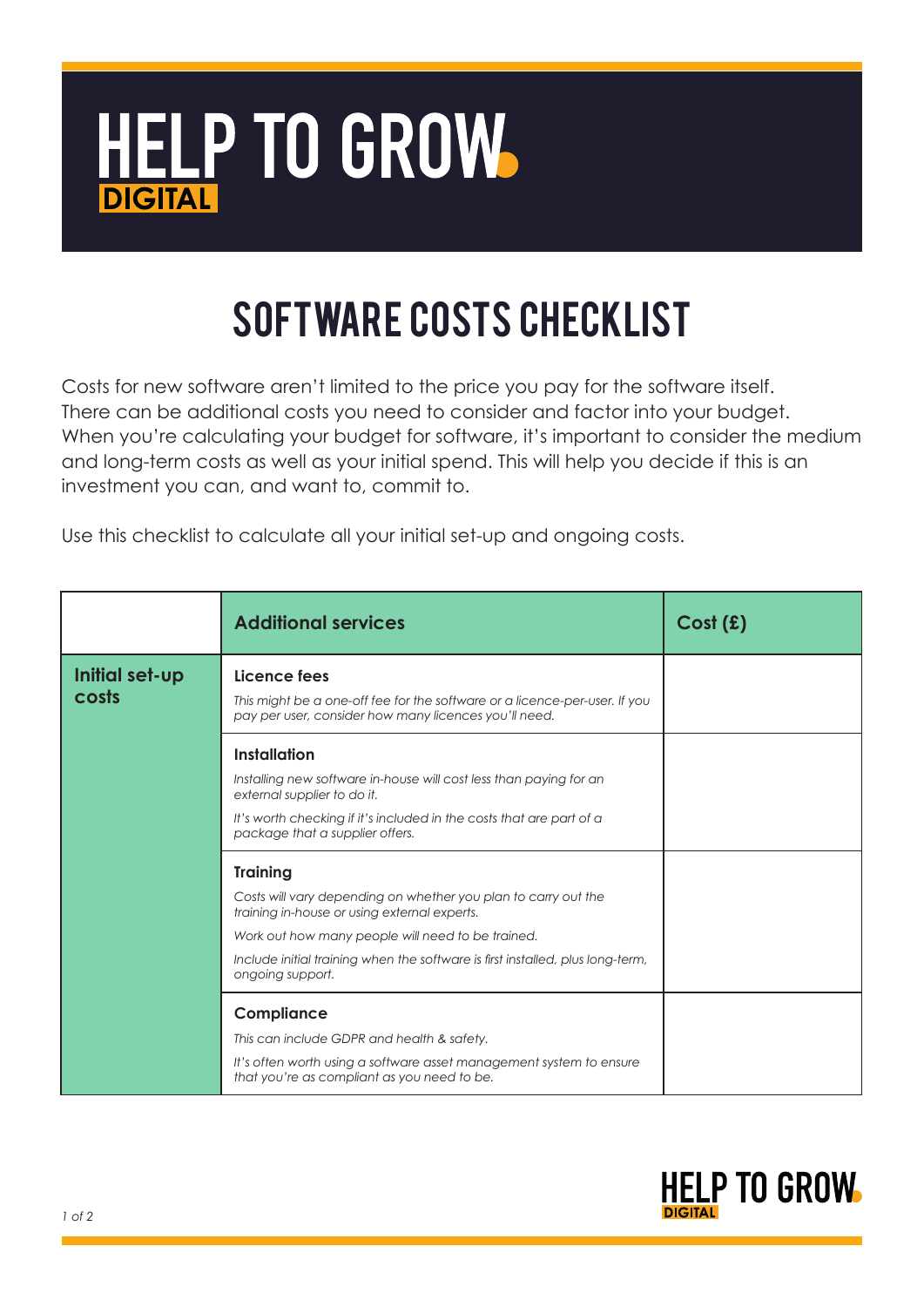# HELP TO GROW DIGITAL

## SOFTWARE COSTS CHECKLIST

Costs for new software aren't limited to the price you pay for the software itself. There can be additional costs you need to consider and factor into your budget. When you're calculating your budget for software, it's important to consider the medium and long-term costs as well as your initial spend. This will help you decide if this is an investment you can, and want to, commit to.

Use this checklist to calculate all your initial set-up and ongoing costs.

| | Additional services | Cost (£) |
|---|---|---|
| **Initial set-up costs** | **Licence fees**<br>*This might be a one-off fee for the software or a licence-per-user. If you pay per user, consider how many licences you'll need.* | |
| | **Installation**<br>*Installing new software in-house will cost less than paying for an external supplier to do it.*<br>*It's worth checking if it's included in the costs that are part of a package that a supplier offers.* | |
| | **Training**<br>*Costs will vary depending on whether you plan to carry out the training in-house or using external experts.*<br>*Work out how many people will need to be trained.*<br>*Include initial training when the software is first installed, plus long-term, ongoing support.* | |
| | **Compliance**<br>*This can include GDPR and health & safety.*<br>*It's often worth using a software asset management system to ensure that you're as compliant as you need to be.* | |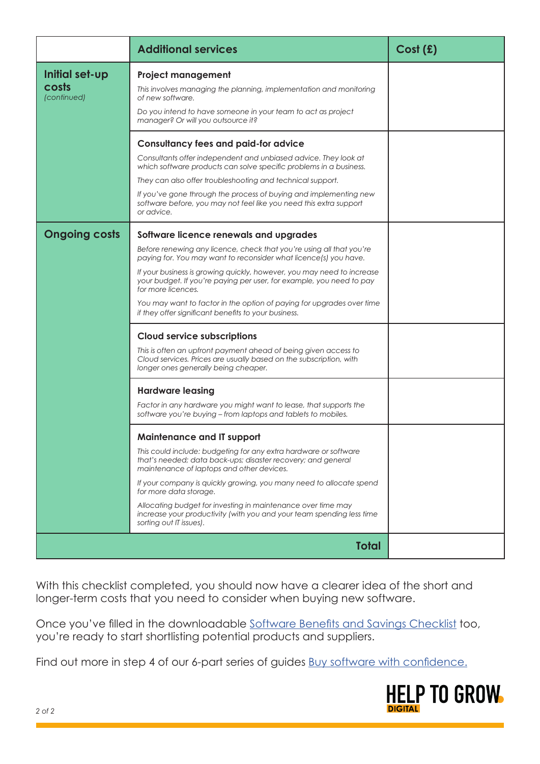| | Additional services | Cost (£) |
|---|---|---|
| **Initial set-up costs** *(continued)* | **Project management**<br>*This involves managing the planning, implementation and monitoring of new software.*<br>*Do you intend to have someone in your team to act as project manager? Or will you outsource it?* | |
| | **Consultancy fees and paid-for advice**<br>*Consultants offer independent and unbiased advice. They look at which software products can solve specific problems in a business.*<br>*They can also offer troubleshooting and technical support.*<br>*If you've gone through the process of buying and implementing new software before, you may not feel like you need this extra support or advice.* | |
| **Ongoing costs** | **Software licence renewals and upgrades**<br>*Before renewing any licence, check that you're using all that you're paying for. You may want to reconsider what licence(s) you have.*<br>*If your business is growing quickly, however, you may need to increase your budget. If you're paying per user, for example, you need to pay for more licences.*<br>*You may want to factor in the option of paying for upgrades over time if they offer significant benefits to your business.* | |
| | **Cloud service subscriptions**<br>*This is often an upfront payment ahead of being given access to Cloud services. Prices are usually based on the subscription, with longer ones generally being cheaper.* | |
| | **Hardware leasing**<br>*Factor in any hardware you might want to lease, that supports the software you're buying – from laptops and tablets to mobiles.* | |
| | **Maintenance and IT support**<br>*This could include: budgeting for any extra hardware or software that's needed; data back-ups; disaster recovery; and general maintenance of laptops and other devices.*<br>*If your company is quickly growing, you many need to allocate spend for more data storage.*<br>*Allocating budget for investing in maintenance over time may increase your productivity (with you and your team spending less time sorting out IT issues).* | |
| | **Total** | |

With this checklist completed, you should now have a clearer idea of the short and longer-term costs that you need to consider when buying new software.

Once you've filled in the downloadable Software Benefits and Savings Checklist too, you're ready to start shortlisting potential products and suppliers.

Find out more in step 4 of our 6-part series of guides Buy software with confidence.

HELP TO GROW DIGITAL